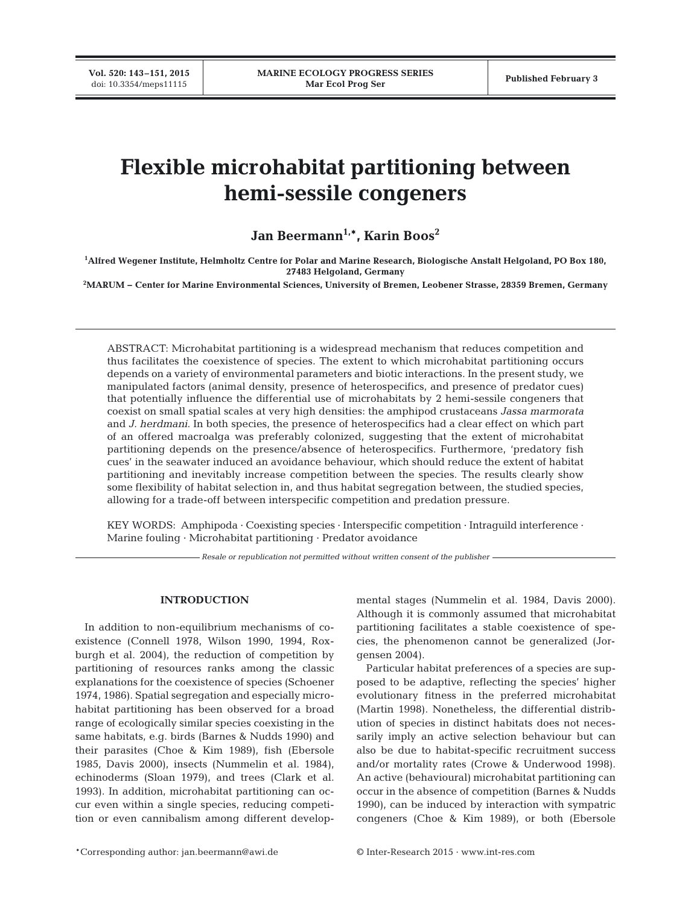# Flexible microhabitat partitioning between hemi-sessile congeners

**Jan Beermann[1,*], Karin Boos[2]**

[1]Alfred Wegener Institute, Helmholtz Centre for Polar and Marine Research, Biologische Anstalt Helgoland, PO Box 180, 27483 Helgoland, Germany

[2]MARUM – Center for Marine Environmental Sciences, University of Bremen, Leobener Strasse, 28359 Bremen, Germany

ABSTRACT: Microhabitat partitioning is a widespread mechanism that reduces competition and thus facilitates the coexistence of species. The extent to which microhabitat partitioning occurs depends on a variety of environmental parameters and biotic interactions. In the present study, we manipulated factors (animal density, presence of heterospecifics, and presence of predator cues) that potentially influence the differential use of microhabitats by 2 hemi-sessile congeners that coexist on small spatial scales at very high densities: the amphipod crustaceans *Jassa marmorata* and *J. herdmani*. In both species, the presence of heterospecifics had a clear effect on which part of an offered macroalga was preferably colonized, suggesting that the extent of microhabitat partitioning depends on the presence/absence of heterospecifics. Furthermore, 'predatory fish cues' in the seawater induced an avoidance behaviour, which should reduce the extent of habitat partitioning and inevitably increase competition between the species. The results clearly show some flexibility of habitat selection in, and thus habitat segregation between, the studied species, allowing for a trade-off between interspecific competition and predation pressure.

KEY WORDS: Amphipoda · Coexisting species · Interspecific competition · Intraguild interference · Marine fouling · Microhabitat partitioning · Predator avoidance

*Resale or republication not permitted without written consent of the publisher*

## INTRODUCTION

In addition to non-equilibrium mechanisms of coexistence (Connell 1978, Wilson 1990, 1994, Roxburgh et al. 2004), the reduction of competition by partitioning of resources ranks among the classic explanations for the coexistence of species (Schoener 1974, 1986). Spatial segregation and especially microhabitat partitioning has been observed for a broad range of ecologically similar species coexisting in the same habitats, e.g. birds (Barnes & Nudds 1990) and their parasites (Choe & Kim 1989), fish (Ebersole 1985, Davis 2000), insects (Nummelin et al. 1984), echinoderms (Sloan 1979), and trees (Clark et al. 1993). In addition, microhabitat partitioning can occur even within a single species, reducing competition or even cannibalism among different developmental stages (Nummelin et al. 1984, Davis 2000). Although it is commonly assumed that microhabitat partitioning facilitates a stable coexistence of species, the phenomenon cannot be generalized (Jorgensen 2004).

Particular habitat preferences of a species are supposed to be adaptive, reflecting the species' higher evolutionary fitness in the preferred microhabitat (Martin 1998). Nonetheless, the differential distribution of species in distinct habitats does not necessarily imply an active selection behaviour but can also be due to habitat-specific recruitment success and/or mortality rates (Crowe & Underwood 1998). An active (behavioural) microhabitat partitioning can occur in the absence of competition (Barnes & Nudds 1990), can be induced by interaction with sympatric congeners (Choe & Kim 1989), or both (Ebersole

*Corresponding author: jan.beermann@awi.de

© Inter-Research 2015 · www.int-res.com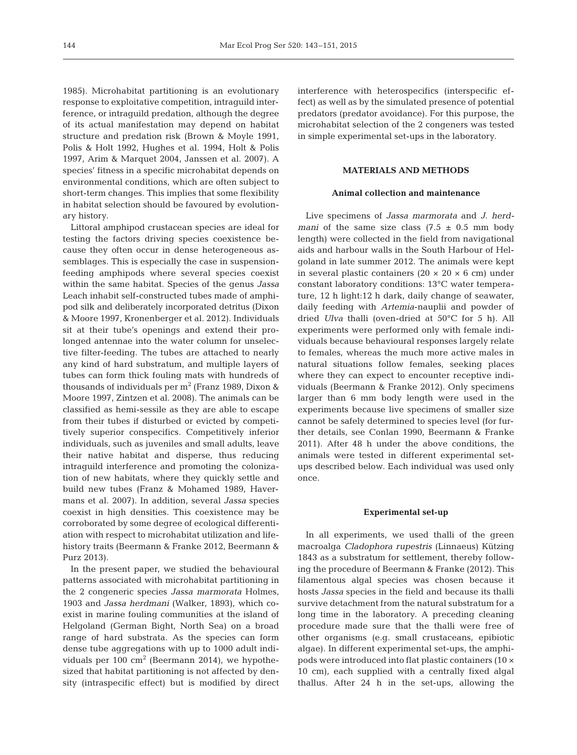1985). Microhabitat partitioning is an evolutionary response to exploitative competition, intraguild interference, or intraguild predation, although the degree of its actual manifestation may depend on habitat structure and predation risk (Brown & Moyle 1991, Polis & Holt 1992, Hughes et al. 1994, Holt & Polis 1997, Arim & Marquet 2004, Janssen et al. 2007). A species' fitness in a specific microhabitat depends on environmental conditions, which are often subject to short-term changes. This implies that some flexibility in habitat selection should be favoured by evolutionary history.

Littoral amphipod crustacean species are ideal for testing the factors driving species coexistence because they often occur in dense heterogeneous assemblages. This is especially the case in suspension-feeding amphipods where several species coexist within the same habitat. Species of the genus *Jassa* Leach inhabit self-constructed tubes made of amphipod silk and deliberately incorporated detritus (Dixon & Moore 1997, Kronenberger et al. 2012). Individuals sit at their tube's openings and extend their prolonged antennae into the water column for unselective filter-feeding. The tubes are attached to nearly any kind of hard substratum, and multiple layers of tubes can form thick fouling mats with hundreds of thousands of individuals per $m^2$ (Franz 1989, Dixon & Moore 1997, Zintzen et al. 2008). The animals can be classified as hemi-sessile as they are able to escape from their tubes if disturbed or evicted by competitively superior conspecifics. Competitively inferior individuals, such as juveniles and small adults, leave their native habitat and disperse, thus reducing intraguild interference and promoting the colonization of new habitats, where they quickly settle and build new tubes (Franz & Mohamed 1989, Havermans et al. 2007). In addition, several *Jassa* species coexist in high densities. This coexistence may be corroborated by some degree of ecological differentiation with respect to microhabitat utilization and life-history traits (Beermann & Franke 2012, Beermann & Purz 2013).

In the present paper, we studied the behavioural patterns associated with microhabitat partitioning in the 2 congeneric species *Jassa marmorata* Holmes, 1903 and *Jassa herdmani* (Walker, 1893), which coexist in marine fouling communities at the island of Helgoland (German Bight, North Sea) on a broad range of hard substrata. As the species can form dense tube aggregations with up to 1000 adult individuals per 100 $cm^2$ (Beermann 2014), we hypothesized that habitat partitioning is not affected by density (intraspecific effect) but is modified by direct interference with heterospecifics (interspecific effect) as well as by the simulated presence of potential predators (predator avoidance). For this purpose, the microhabitat selection of the 2 congeners was tested in simple experimental set-ups in the laboratory.

## MATERIALS AND METHODS

### Animal collection and maintenance

Live specimens of *Jassa marmorata* and *J. herdmani* of the same size class (7.5 ± 0.5 mm body length) were collected in the field from navigational aids and harbour walls in the South Harbour of Helgoland in late summer 2012. The animals were kept in several plastic containers (20 × 20 × 6 cm) under constant laboratory conditions: 13°C water temperature, 12 h light:12 h dark, daily change of seawater, daily feeding with *Artemia*-nauplii and powder of dried *Ulva* thalli (oven-dried at 50°C for 5 h). All experiments were performed only with female individuals because behavioural responses largely relate to females, whereas the much more active males in natural situations follow females, seeking places where they can expect to encounter receptive individuals (Beermann & Franke 2012). Only specimens larger than 6 mm body length were used in the experiments because live specimens of smaller size cannot be safely determined to species level (for further details, see Conlan 1990, Beermann & Franke 2011). After 48 h under the above conditions, the animals were tested in different experimental set-ups described below. Each individual was used only once.

### Experimental set-up

In all experiments, we used thalli of the green macroalga *Cladophora rupestris* (Linnaeus) Kützing 1843 as a substratum for settlement, thereby following the procedure of Beermann & Franke (2012). This filamentous algal species was chosen because it hosts *Jassa* species in the field and because its thalli survive detachment from the natural substratum for a long time in the laboratory. A preceding cleaning procedure made sure that the thalli were free of other organisms (e.g. small crustaceans, epibiotic algae). In different experimental set-ups, the amphipods were introduced into flat plastic containers (10 × 10 cm), each supplied with a centrally fixed algal thallus. After 24 h in the set-ups, allowing the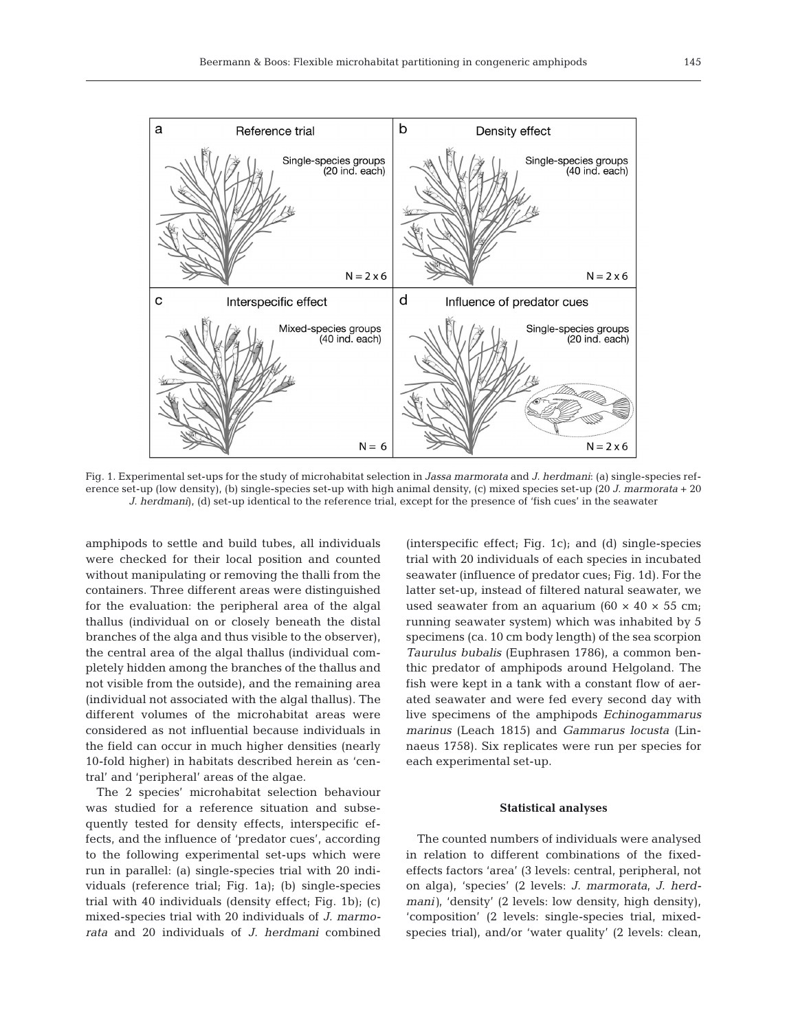Fig. 1. Experimental set-ups for the study of microhabitat selection in *Jassa marmorata* and *J. herdmani*: (a) single-species reference set-up (low density), (b) single-species set-up with high animal density, (c) mixed species set-up (20 *J. marmorata* + 20 *J. herdmani*), (d) set-up identical to the reference trial, except for the presence of 'fish cues' in the seawater

amphipods to settle and build tubes, all individuals were checked for their local position and counted without manipulating or removing the thalli from the containers. Three different areas were distinguished for the evaluation: the peripheral area of the algal thallus (individual on or closely beneath the distal branches of the alga and thus visible to the observer), the central area of the algal thallus (individual completely hidden among the branches of the thallus and not visible from the outside), and the remaining area (individual not associated with the algal thallus). The different volumes of the microhabitat areas were considered as not influential because individuals in the field can occur in much higher densities (nearly 10-fold higher) in habitats described herein as 'central' and 'peripheral' areas of the algae.

The 2 species' microhabitat selection behaviour was studied for a reference situation and subsequently tested for density effects, interspecific effects, and the influence of 'predator cues', according to the following experimental set-ups which were run in parallel: (a) single-species trial with 20 individuals (reference trial; Fig. 1a); (b) single-species trial with 40 individuals (density effect; Fig. 1b); (c) mixed-species trial with 20 individuals of *J. marmorata* and 20 individuals of *J. herdmani* combined (interspecific effect; Fig. 1c); and (d) single-species trial with 20 individuals of each species in incubated seawater (influence of predator cues; Fig. 1d). For the latter set-up, instead of filtered natural seawater, we used seawater from an aquarium (60 × 40 × 55 cm; running seawater system) which was inhabited by 5 specimens (ca. 10 cm body length) of the sea scorpion *Taurulus bubalis* (Euphrasen 1786), a common benthic predator of amphipods around Helgoland. The fish were kept in a tank with a constant flow of aerated seawater and were fed every second day with live specimens of the amphipods *Echinogammarus marinus* (Leach 1815) and *Gammarus locusta* (Linnaeus 1758). Six replicates were run per species for each experimental set-up.

## Statistical analyses

The counted numbers of individuals were analysed in relation to different combinations of the fixed-effects factors 'area' (3 levels: central, peripheral, not on alga), 'species' (2 levels: *J. marmorata*, *J. herdmani*), 'density' (2 levels: low density, high density), 'composition' (2 levels: single-species trial, mixed-species trial), and/or 'water quality' (2 levels: clean,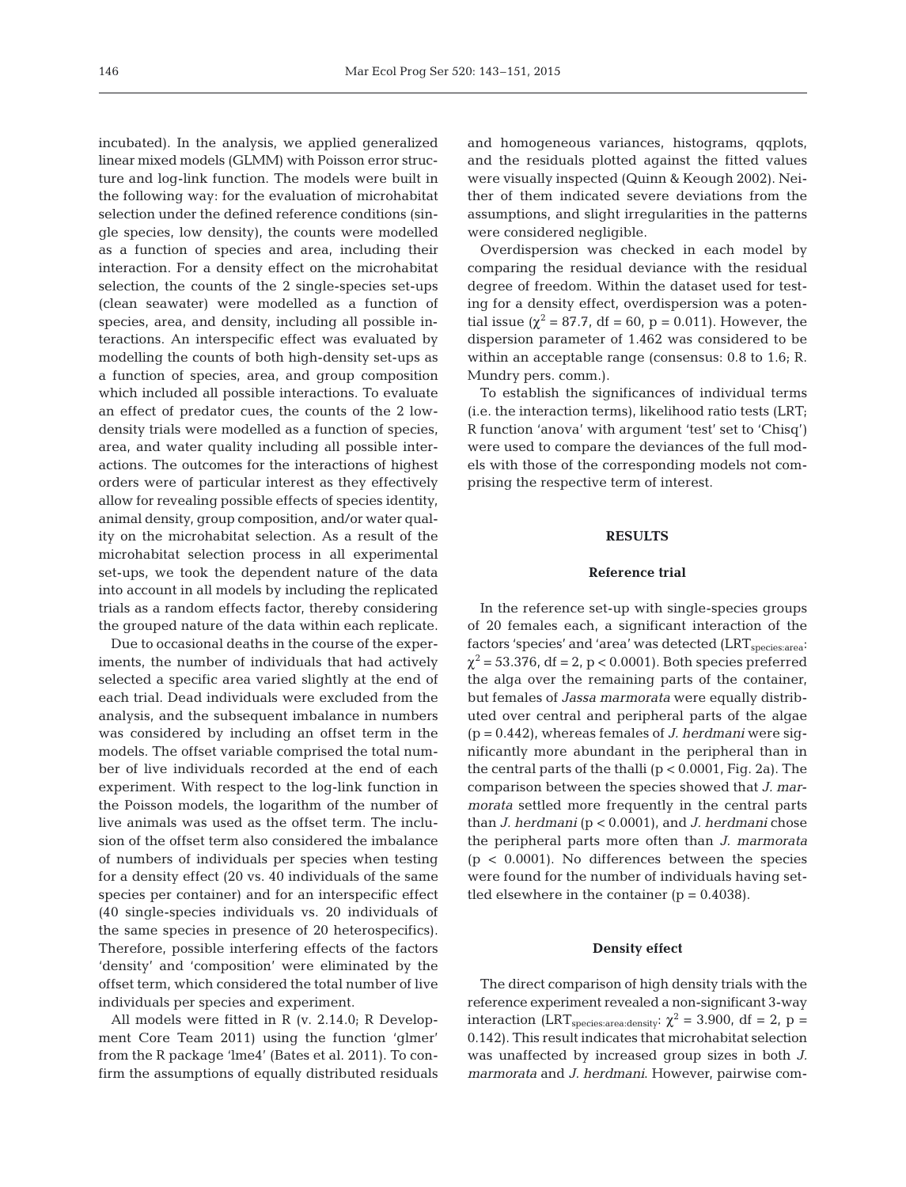incubated). In the analysis, we applied generalized linear mixed models (GLMM) with Poisson error structure and log-link function. The models were built in the following way: for the evaluation of microhabitat selection under the defined reference conditions (single species, low density), the counts were modelled as a function of species and area, including their interaction. For a density effect on the microhabitat selection, the counts of the 2 single-species set-ups (clean seawater) were modelled as a function of species, area, and density, including all possible interactions. An interspecific effect was evaluated by modelling the counts of both high-density set-ups as a function of species, area, and group composition which included all possible interactions. To evaluate an effect of predator cues, the counts of the 2 low-density trials were modelled as a function of species, area, and water quality including all possible interactions. The outcomes for the interactions of highest orders were of particular interest as they effectively allow for revealing possible effects of species identity, animal density, group composition, and/or water quality on the microhabitat selection. As a result of the microhabitat selection process in all experimental set-ups, we took the dependent nature of the data into account in all models by including the replicated trials as a random effects factor, thereby considering the grouped nature of the data within each replicate.

Due to occasional deaths in the course of the experiments, the number of individuals that had actively selected a specific area varied slightly at the end of each trial. Dead individuals were excluded from the analysis, and the subsequent imbalance in numbers was considered by including an offset term in the models. The offset variable comprised the total number of live individuals recorded at the end of each experiment. With respect to the log-link function in the Poisson models, the logarithm of the number of live animals was used as the offset term. The inclusion of the offset term also considered the imbalance of numbers of individuals per species when testing for a density effect (20 vs. 40 individuals of the same species per container) and for an interspecific effect (40 single-species individuals vs. 20 individuals of the same species in presence of 20 heterospecifics). Therefore, possible interfering effects of the factors 'density' and 'composition' were eliminated by the offset term, which considered the total number of live individuals per species and experiment.

All models were fitted in R (v. 2.14.0; R Development Core Team 2011) using the function 'glmer' from the R package 'lme4' (Bates et al. 2011). To confirm the assumptions of equally distributed residuals and homogeneous variances, histograms, qqplots, and the residuals plotted against the fitted values were visually inspected (Quinn & Keough 2002). Neither of them indicated severe deviations from the assumptions, and slight irregularities in the patterns were considered negligible.

Overdispersion was checked in each model by comparing the residual deviance with the residual degree of freedom. Within the dataset used for testing for a density effect, overdispersion was a potential issue ($\chi^2 = 87.7$, df = 60, p = 0.011). However, the dispersion parameter of 1.462 was considered to be within an acceptable range (consensus: 0.8 to 1.6; R. Mundry pers. comm.).

To establish the significances of individual terms (i.e. the interaction terms), likelihood ratio tests (LRT; R function 'anova' with argument 'test' set to 'Chisq') were used to compare the deviances of the full models with those of the corresponding models not comprising the respective term of interest.

## RESULTS

### Reference trial

In the reference set-up with single-species groups of 20 females each, a significant interaction of the factors 'species' and 'area' was detected ($LRT_{species:area}$: $\chi^2 = 53.376$, df = 2, p < 0.0001). Both species preferred the alga over the remaining parts of the container, but females of *Jassa marmorata* were equally distributed over central and peripheral parts of the algae (p = 0.442), whereas females of *J. herdmani* were significantly more abundant in the peripheral than in the central parts of the thalli (p < 0.0001, Fig. 2a). The comparison between the species showed that *J. marmorata* settled more frequently in the central parts than *J. herdmani* (p < 0.0001), and *J. herdmani* chose the peripheral parts more often than *J. marmorata* (p < 0.0001). No differences between the species were found for the number of individuals having settled elsewhere in the container (p = 0.4038).

### Density effect

The direct comparison of high density trials with the reference experiment revealed a non-significant 3-way interaction ($LRT_{species:area:density}$: $\chi^2 = 3.900$, df = 2, p = 0.142). This result indicates that microhabitat selection was unaffected by increased group sizes in both *J. marmorata* and *J. herdmani*. However, pairwise com-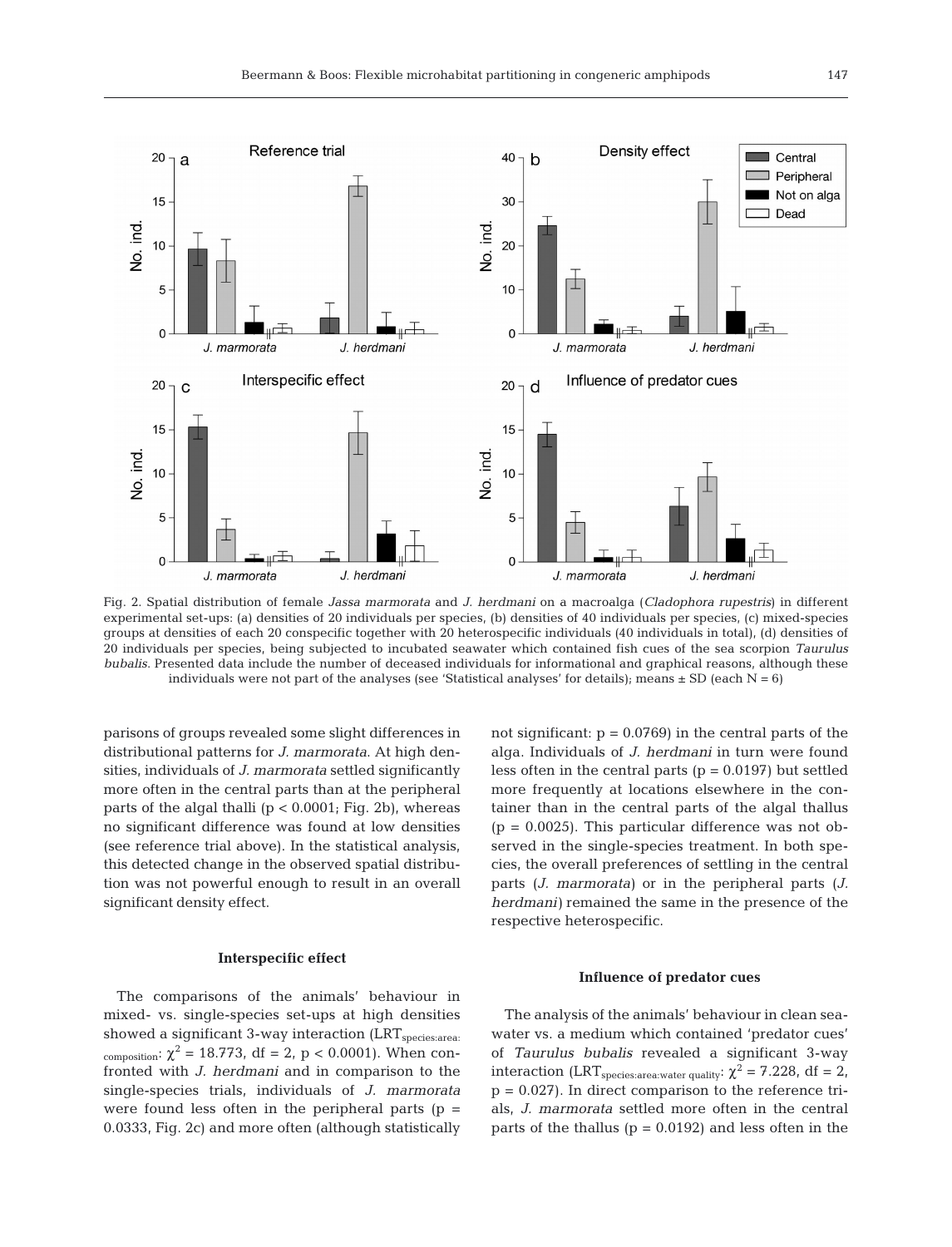Fig. 2. Spatial distribution of female *Jassa marmorata* and *J. herdmani* on a macroalga (*Cladophora rupestris*) in different experimental set-ups: (a) densities of 20 individuals per species, (b) densities of 40 individuals per species, (c) mixed-species groups at densities of each 20 conspecific together with 20 heterospecific individuals (40 individuals in total), (d) densities of 20 individuals per species, being subjected to incubated seawater which contained fish cues of the sea scorpion *Taurulus bubalis*. Presented data include the number of deceased individuals for informational and graphical reasons, although these individuals were not part of the analyses (see 'Statistical analyses' for details); means ± SD (each N = 6)

parisons of groups revealed some slight differences in distributional patterns for *J. marmorata*. At high densities, individuals of *J. marmorata* settled significantly more often in the central parts than at the peripheral parts of the algal thalli ($p < 0.0001$; Fig. 2b), whereas no significant difference was found at low densities (see reference trial above). In the statistical analysis, this detected change in the observed spatial distribution was not powerful enough to result in an overall significant density effect.

### Interspecific effect

The comparisons of the animals' behaviour in mixed- vs. single-species set-ups at high densities showed a significant 3-way interaction ($LRT_{species:area:composition}$: $\chi^2 = 18.773$, df = 2, $p < 0.0001$). When confronted with *J. herdmani* and in comparison to the single-species trials, individuals of *J. marmorata* were found less often in the peripheral parts ($p = 0.0333$, Fig. 2c) and more often (although statistically not significant: $p = 0.0769$) in the central parts of the alga. Individuals of *J. herdmani* in turn were found less often in the central parts ($p = 0.0197$) but settled more frequently at locations elsewhere in the container than in the central parts of the algal thallus ($p = 0.0025$). This particular difference was not observed in the single-species treatment. In both species, the overall preferences of settling in the central parts (*J. marmorata*) or in the peripheral parts (*J. herdmani*) remained the same in the presence of the respective heterospecific.

### Influence of predator cues

The analysis of the animals' behaviour in clean seawater vs. a medium which contained 'predator cues' of *Taurulus bubalis* revealed a significant 3-way interaction ($LRT_{species:area:water\ quality}$: $\chi^2 = 7.228$, df = 2, $p = 0.027$). In direct comparison to the reference trials, *J. marmorata* settled more often in the central parts of the thallus ($p = 0.0192$) and less often in the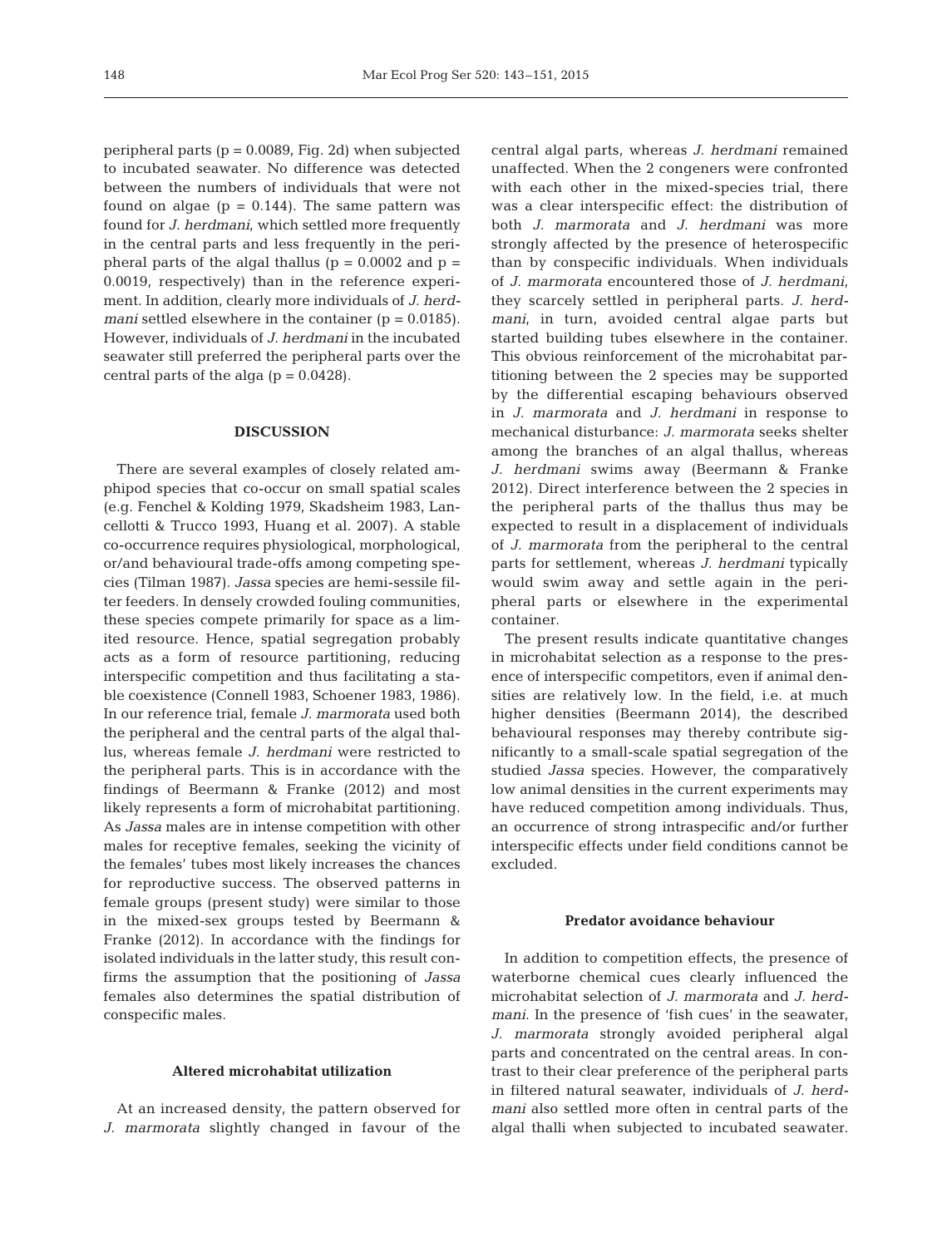peripheral parts ($p = 0.0089$, Fig. 2d) when subjected to incubated seawater. No difference was detected between the numbers of individuals that were not found on algae ($p = 0.144$). The same pattern was found for *J. herdmani*, which settled more frequently in the central parts and less frequently in the peripheral parts of the algal thallus ($p = 0.0002$ and $p = 0.0019$, respectively) than in the reference experiment. In addition, clearly more individuals of *J. herdmani* settled elsewhere in the container ($p = 0.0185$). However, individuals of *J. herdmani* in the incubated seawater still preferred the peripheral parts over the central parts of the alga ($p = 0.0428$).

## DISCUSSION

There are several examples of closely related amphipod species that co-occur on small spatial scales (e.g. Fenchel & Kolding 1979, Skadsheim 1983, Lancellotti & Trucco 1993, Huang et al. 2007). A stable co-occurrence requires physiological, morphological, or/and behavioural trade-offs among competing species (Tilman 1987). *Jassa* species are hemi-sessile filter feeders. In densely crowded fouling communities, these species compete primarily for space as a limited resource. Hence, spatial segregation probably acts as a form of resource partitioning, reducing interspecific competition and thus facilitating a stable coexistence (Connell 1983, Schoener 1983, 1986). In our reference trial, female *J. marmorata* used both the peripheral and the central parts of the algal thallus, whereas female *J. herdmani* were restricted to the peripheral parts. This is in accordance with the findings of Beermann & Franke (2012) and most likely represents a form of microhabitat partitioning. As *Jassa* males are in intense competition with other males for receptive females, seeking the vicinity of the females' tubes most likely increases the chances for reproductive success. The observed patterns in female groups (present study) were similar to those in the mixed-sex groups tested by Beermann & Franke (2012). In accordance with the findings for isolated individuals in the latter study, this result confirms the assumption that the positioning of *Jassa* females also determines the spatial distribution of conspecific males.

### Altered microhabitat utilization

At an increased density, the pattern observed for *J. marmorata* slightly changed in favour of the central algal parts, whereas *J. herdmani* remained unaffected. When the 2 congeners were confronted with each other in the mixed-species trial, there was a clear interspecific effect: the distribution of both *J. marmorata* and *J. herdmani* was more strongly affected by the presence of heterospecific than by conspecific individuals. When individuals of *J. marmorata* encountered those of *J. herdmani*, they scarcely settled in peripheral parts. *J. herdmani*, in turn, avoided central algae parts but started building tubes elsewhere in the container. This obvious reinforcement of the microhabitat partitioning between the 2 species may be supported by the differential escaping behaviours observed in *J. marmorata* and *J. herdmani* in response to mechanical disturbance: *J. marmorata* seeks shelter among the branches of an algal thallus, whereas *J. herdmani* swims away (Beermann & Franke 2012). Direct interference between the 2 species in the peripheral parts of the thallus thus may be expected to result in a displacement of individuals of *J. marmorata* from the peripheral to the central parts for settlement, whereas *J. herdmani* typically would swim away and settle again in the peripheral parts or elsewhere in the experimental container.

The present results indicate quantitative changes in microhabitat selection as a response to the presence of interspecific competitors, even if animal densities are relatively low. In the field, i.e. at much higher densities (Beermann 2014), the described behavioural responses may thereby contribute significantly to a small-scale spatial segregation of the studied *Jassa* species. However, the comparatively low animal densities in the current experiments may have reduced competition among individuals. Thus, an occurrence of strong intraspecific and/or further interspecific effects under field conditions cannot be excluded.

### Predator avoidance behaviour

In addition to competition effects, the presence of waterborne chemical cues clearly influenced the microhabitat selection of *J. marmorata* and *J. herdmani*. In the presence of 'fish cues' in the seawater, *J. marmorata* strongly avoided peripheral algal parts and concentrated on the central areas. In contrast to their clear preference of the peripheral parts in filtered natural seawater, individuals of *J. herdmani* also settled more often in central parts of the algal thalli when subjected to incubated seawater.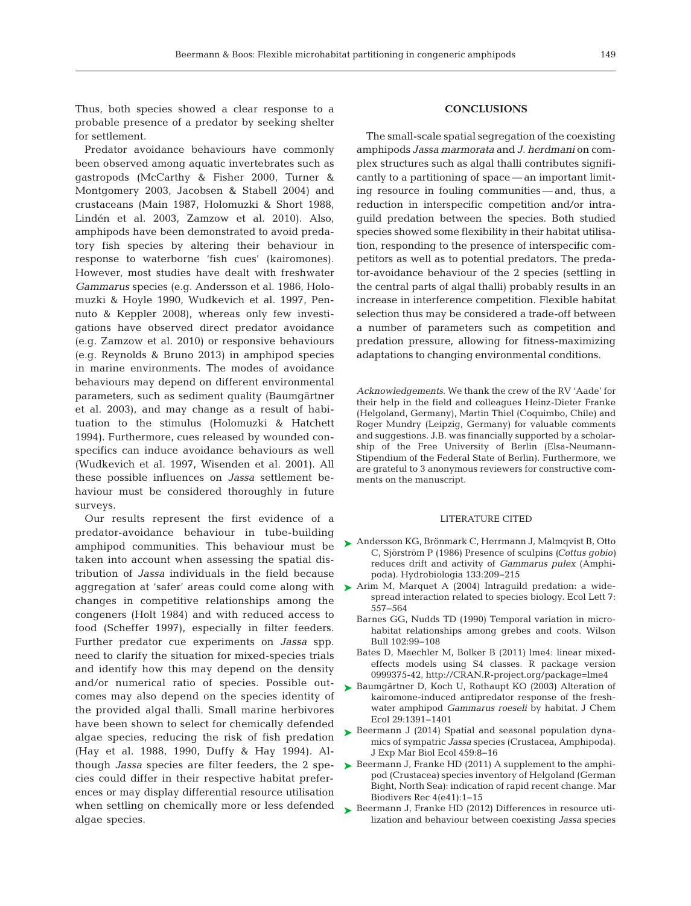Thus, both species showed a clear response to a probable presence of a predator by seeking shelter for settlement.

Predator avoidance behaviours have commonly been observed among aquatic invertebrates such as gastropods (McCarthy & Fisher 2000, Turner & Montgomery 2003, Jacobsen & Stabell 2004) and crustaceans (Main 1987, Holomuzki & Short 1988, Lindén et al. 2003, Zamzow et al. 2010). Also, amphipods have been demonstrated to avoid predatory fish species by altering their behaviour in response to waterborne 'fish cues' (kairomones). However, most studies have dealt with freshwater *Gammarus* species (e.g. Andersson et al. 1986, Holomuzki & Hoyle 1990, Wudkevich et al. 1997, Pennuto & Keppler 2008), whereas only few investigations have observed direct predator avoidance (e.g. Zamzow et al. 2010) or responsive behaviours (e.g. Reynolds & Bruno 2013) in amphipod species in marine environments. The modes of avoidance behaviours may depend on different environmental parameters, such as sediment quality (Baumgärtner et al. 2003), and may change as a result of habituation to the stimulus (Holomuzki & Hatchett 1994). Furthermore, cues released by wounded conspecifics can induce avoidance behaviours as well (Wudkevich et al. 1997, Wisenden et al. 2001). All these possible influences on *Jassa* settlement behaviour must be considered thoroughly in future surveys.

Our results represent the first evidence of a predator-avoidance behaviour in tube-building amphipod communities. This behaviour must be taken into account when assessing the spatial distribution of *Jassa* individuals in the field because aggregation at 'safer' areas could come along with changes in competitive relationships among the congeners (Holt 1984) and with reduced access to food (Scheffer 1997), especially in filter feeders. Further predator cue experiments on *Jassa* spp. need to clarify the situation for mixed-species trials and identify how this may depend on the density and/or numerical ratio of species. Possible outcomes may also depend on the species identity of the provided algal thalli. Small marine herbivores have been shown to select for chemically defended algae species, reducing the risk of fish predation (Hay et al. 1988, 1990, Duffy & Hay 1994). Although *Jassa* species are filter feeders, the 2 species could differ in their respective habitat preferences or may display differential resource utilisation when settling on chemically more or less defended algae species.

## CONCLUSIONS

The small-scale spatial segregation of the coexisting amphipods *Jassa marmorata* and *J. herdmani* on complex structures such as algal thalli contributes significantly to a partitioning of space — an important limiting resource in fouling communities — and, thus, a reduction in interspecific competition and/or intraguild predation between the species. Both studied species showed some flexibility in their habitat utilisation, responding to the presence of interspecific competitors as well as to potential predators. The predator-avoidance behaviour of the 2 species (settling in the central parts of algal thalli) probably results in an increase in interference competition. Flexible habitat selection thus may be considered a trade-off between a number of parameters such as competition and predation pressure, allowing for fitness-maximizing adaptations to changing environmental conditions.

*Acknowledgements.* We thank the crew of the RV 'Aade' for their help in the field and colleagues Heinz-Dieter Franke (Helgoland, Germany), Martin Thiel (Coquimbo, Chile) and Roger Mundry (Leipzig, Germany) for valuable comments and suggestions. J.B. was financially supported by a scholarship of the Free University of Berlin (Elsa-Neumann-Stipendium of the Federal State of Berlin). Furthermore, we are grateful to 3 anonymous reviewers for constructive comments on the manuscript.

## LITERATURE CITED

- Andersson KG, Brönmark C, Herrmann J, Malmqvist B, Otto C, Sjörström P (1986) Presence of sculpins (*Cottus gobio*) reduces drift and activity of *Gammarus pulex* (Amphipoda). Hydrobiologia 133:209–215
- Arim M, Marquet A (2004) Intraguild predation: a widespread interaction related to species biology. Ecol Lett 7: 557–564
- Barnes GG, Nudds TD (1990) Temporal variation in microhabitat relationships among grebes and coots. Wilson Bull 102:99–108
- Bates D, Maechler M, Bolker B (2011) lme4: linear mixed-effects models using S4 classes. R package version 0999375-42, http://CRAN.R-project.org/package=lme4
- Baumgärtner D, Koch U, Rothaupt KO (2003) Alteration of kairomone-induced antipredator response of the freshwater amphipod *Gammarus roeseli* by habitat. J Chem Ecol 29:1391–1401
- Beermann J (2014) Spatial and seasonal population dynamics of sympatric *Jassa* species (Crustacea, Amphipoda). J Exp Mar Biol Ecol 459:8–16
- Beermann J, Franke HD (2011) A supplement to the amphipod (Crustacea) species inventory of Helgoland (German Bight, North Sea): indication of rapid recent change. Mar Biodivers Rec 4(e41):1–15
- Beermann J, Franke HD (2012) Differences in resource utilization and behaviour between coexisting *Jassa* species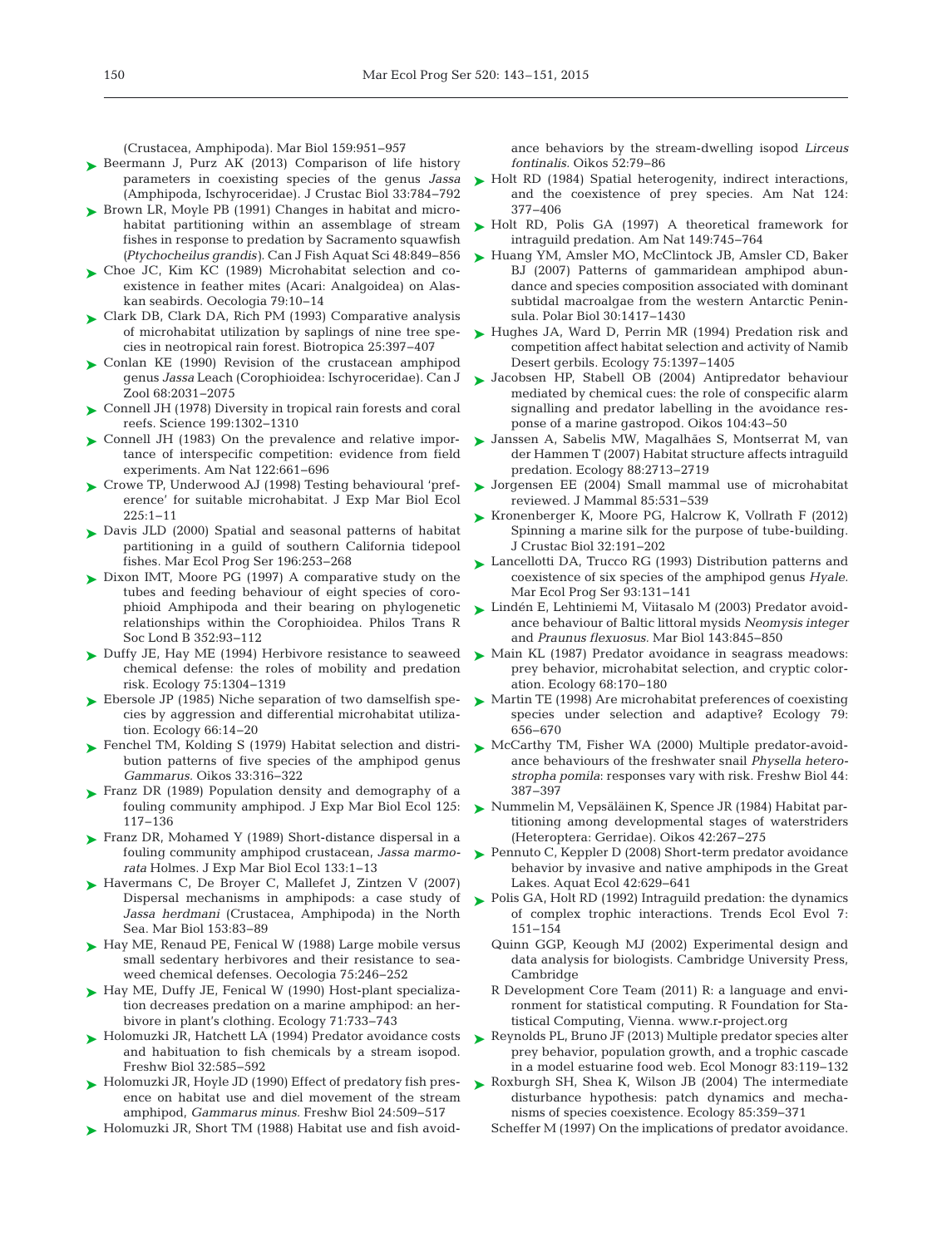(Crustacea, Amphipoda). Mar Biol 159:951–957

Beermann J, Purz AK (2013) Comparison of life history parameters in coexisting species of the genus *Jassa* (Amphipoda, Ischyroceridae). J Crustac Biol 33:784–792

Brown LR, Moyle PB (1991) Changes in habitat and microhabitat partitioning within an assemblage of stream fishes in response to predation by Sacramento squawfish (*Ptychocheilus grandis*). Can J Fish Aquat Sci 48:849–856

Choe JC, Kim KC (1989) Microhabitat selection and coexistence in feather mites (Acari: Analgoidea) on Alaskan seabirds. Oecologia 79:10–14

Clark DB, Clark DA, Rich PM (1993) Comparative analysis of microhabitat utilization by saplings of nine tree species in neotropical rain forest. Biotropica 25:397–407

Conlan KE (1990) Revision of the crustacean amphipod genus *Jassa* Leach (Corophioidea: Ischyroceridae). Can J Zool 68:2031–2075

Connell JH (1978) Diversity in tropical rain forests and coral reefs. Science 199:1302–1310

Connell JH (1983) On the prevalence and relative importance of interspecific competition: evidence from field experiments. Am Nat 122:661–696

Crowe TP, Underwood AJ (1998) Testing behavioural 'preference' for suitable microhabitat. J Exp Mar Biol Ecol 225:1–11

Davis JLD (2000) Spatial and seasonal patterns of habitat partitioning in a guild of southern California tidepool fishes. Mar Ecol Prog Ser 196:253–268

Dixon IMT, Moore PG (1997) A comparative study on the tubes and feeding behaviour of eight species of corophioid Amphipoda and their bearing on phylogenetic relationships within the Corophioidea. Philos Trans R Soc Lond B 352:93–112

Duffy JE, Hay ME (1994) Herbivore resistance to seaweed chemical defense: the roles of mobility and predation risk. Ecology 75:1304–1319

Ebersole JP (1985) Niche separation of two damselfish species by aggression and differential microhabitat utilization. Ecology 66:14–20

Fenchel TM, Kolding S (1979) Habitat selection and distribution patterns of five species of the amphipod genus *Gammarus*. Oikos 33:316–322

Franz DR (1989) Population density and demography of a fouling community amphipod. J Exp Mar Biol Ecol 125: 117–136

Franz DR, Mohamed Y (1989) Short-distance dispersal in a fouling community amphipod crustacean, *Jassa marmorata* Holmes. J Exp Mar Biol Ecol 133:1–13

Havermans C, De Broyer C, Mallefet J, Zintzen V (2007) Dispersal mechanisms in amphipods: a case study of *Jassa herdmani* (Crustacea, Amphipoda) in the North Sea. Mar Biol 153:83–89

Hay ME, Renaud PE, Fenical W (1988) Large mobile versus small sedentary herbivores and their resistance to seaweed chemical defenses. Oecologia 75:246–252

Hay ME, Duffy JE, Fenical W (1990) Host-plant specialization decreases predation on a marine amphipod: an herbivore in plant's clothing. Ecology 71:733–743

Holomuzki JR, Hatchett LA (1994) Predator avoidance costs and habituation to fish chemicals by a stream isopod. Freshw Biol 32:585–592

Holomuzki JR, Hoyle JD (1990) Effect of predatory fish presence on habitat use and diel movement of the stream amphipod, *Gammarus minus*. Freshw Biol 24:509–517

Holomuzki JR, Short TM (1988) Habitat use and fish avoidance behaviors by the stream-dwelling isopod *Lirceus fontinalis*. Oikos 52:79–86

Holt RD (1984) Spatial heterogenity, indirect interactions, and the coexistence of prey species. Am Nat 124: 377–406

Holt RD, Polis GA (1997) A theoretical framework for intraguild predation. Am Nat 149:745–764

Huang YM, Amsler MO, McClintock JB, Amsler CD, Baker BJ (2007) Patterns of gammaridean amphipod abundance and species composition associated with dominant subtidal macroalgae from the western Antarctic Peninsula. Polar Biol 30:1417–1430

Hughes JA, Ward D, Perrin MR (1994) Predation risk and competition affect habitat selection and activity of Namib Desert gerbils. Ecology 75:1397–1405

Jacobsen HP, Stabell OB (2004) Antipredator behaviour mediated by chemical cues: the role of conspecific alarm signalling and predator labelling in the avoidance response of a marine gastropod. Oikos 104:43–50

Janssen A, Sabelis MW, Magalhães S, Montserrat M, van der Hammen T (2007) Habitat structure affects intraguild predation. Ecology 88:2713–2719

Jorgensen EE (2004) Small mammal use of microhabitat reviewed. J Mammal 85:531–539

Kronenberger K, Moore PG, Halcrow K, Vollrath F (2012) Spinning a marine silk for the purpose of tube-building. J Crustac Biol 32:191–202

Lancellotti DA, Trucco RG (1993) Distribution patterns and coexistence of six species of the amphipod genus *Hyale*. Mar Ecol Prog Ser 93:131–141

Lindén E, Lehtiniemi M, Viitasalo M (2003) Predator avoidance behaviour of Baltic littoral mysids *Neomysis integer* and *Praunus flexuosus*. Mar Biol 143:845–850

Main KL (1987) Predator avoidance in seagrass meadows: prey behavior, microhabitat selection, and cryptic coloration. Ecology 68:170–180

Martin TE (1998) Are microhabitat preferences of coexisting species under selection and adaptive? Ecology 79: 656–670

McCarthy TM, Fisher WA (2000) Multiple predator-avoidance behaviours of the freshwater snail *Physella heterostropha pomila*: responses vary with risk. Freshw Biol 44: 387–397

Nummelin M, Vepsäläinen K, Spence JR (1984) Habitat partitioning among developmental stages of waterstriders (Heteroptera: Gerridae). Oikos 42:267–275

Pennuto C, Keppler D (2008) Short-term predator avoidance behavior by invasive and native amphipods in the Great Lakes. Aquat Ecol 42:629–641

Polis GA, Holt RD (1992) Intraguild predation: the dynamics of complex trophic interactions. Trends Ecol Evol 7: 151–154

Quinn GGP, Keough MJ (2002) Experimental design and data analysis for biologists. Cambridge University Press, Cambridge

R Development Core Team (2011) R: a language and environment for statistical computing. R Foundation for Statistical Computing, Vienna. www.r-project.org

Reynolds PL, Bruno JF (2013) Multiple predator species alter prey behavior, population growth, and a trophic cascade in a model estuarine food web. Ecol Monogr 83:119–132

Roxburgh SH, Shea K, Wilson JB (2004) The intermediate disturbance hypothesis: patch dynamics and mechanisms of species coexistence. Ecology 85:359–371

Scheffer M (1997) On the implications of predator avoidance.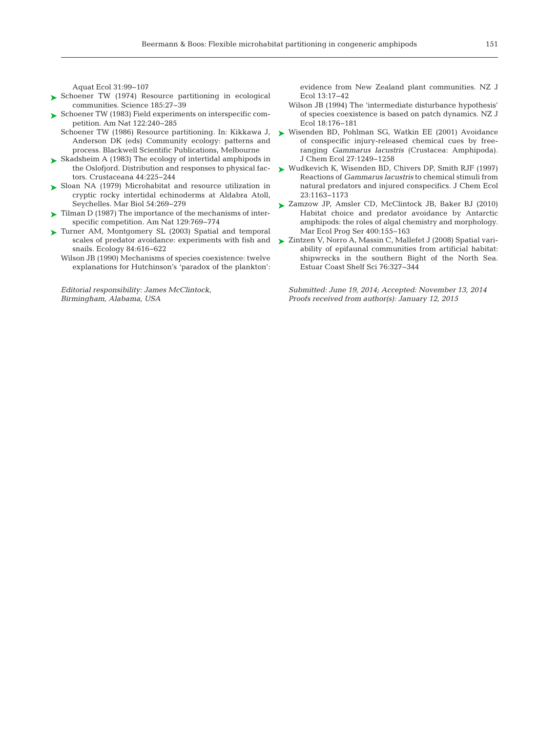Aquat Ecol 31:99–107

- Schoener TW (1974) Resource partitioning in ecological communities. Science 185:27–39
- Schoener TW (1983) Field experiments on interspecific competition. Am Nat 122:240–285
- Schoener TW (1986) Resource partitioning. In: Kikkawa J, Anderson DK (eds) Community ecology: patterns and process. Blackwell Scientific Publications, Melbourne
- Skadsheim A (1983) The ecology of intertidal amphipods in the Oslofjord. Distribution and responses to physical factors. Crustaceana 44:225–244
- Sloan NA (1979) Microhabitat and resource utilization in cryptic rocky intertidal echinoderms at Aldabra Atoll, Seychelles. Mar Biol 54:269–279
- Tilman D (1987) The importance of the mechanisms of interspecific competition. Am Nat 129:769–774
- Turner AM, Montgomery SL (2003) Spatial and temporal scales of predator avoidance: experiments with fish and snails. Ecology 84:616–622
- Wilson JB (1990) Mechanisms of species coexistence: twelve explanations for Hutchinson's 'paradox of the plankton': evidence from New Zealand plant communities. NZ J Ecol 13:17–42
- Wilson JB (1994) The 'intermediate disturbance hypothesis' of species coexistence is based on patch dynamics. NZ J Ecol 18:176–181
- Wisenden BD, Pohlman SG, Watkin EE (2001) Avoidance of conspecific injury-released chemical cues by free-ranging *Gammarus lacustris* (Crustacea: Amphipoda). J Chem Ecol 27:1249–1258
- Wudkevich K, Wisenden BD, Chivers DP, Smith RJF (1997) Reactions of *Gammarus lacustris* to chemical stimuli from natural predators and injured conspecifics. J Chem Ecol 23:1163–1173
- Zamzow JP, Amsler CD, McClintock JB, Baker BJ (2010) Habitat choice and predator avoidance by Antarctic amphipods: the roles of algal chemistry and morphology. Mar Ecol Prog Ser 400:155–163
- Zintzen V, Norro A, Massin C, Mallefet J (2008) Spatial variability of epifaunal communities from artificial habitat: shipwrecks in the southern Bight of the North Sea. Estuar Coast Shelf Sci 76:327–344

*Editorial responsibility: James McClintock, Birmingham, Alabama, USA*

*Submitted: June 19, 2014; Accepted: November 13, 2014*
*Proofs received from author(s): January 12, 2015*